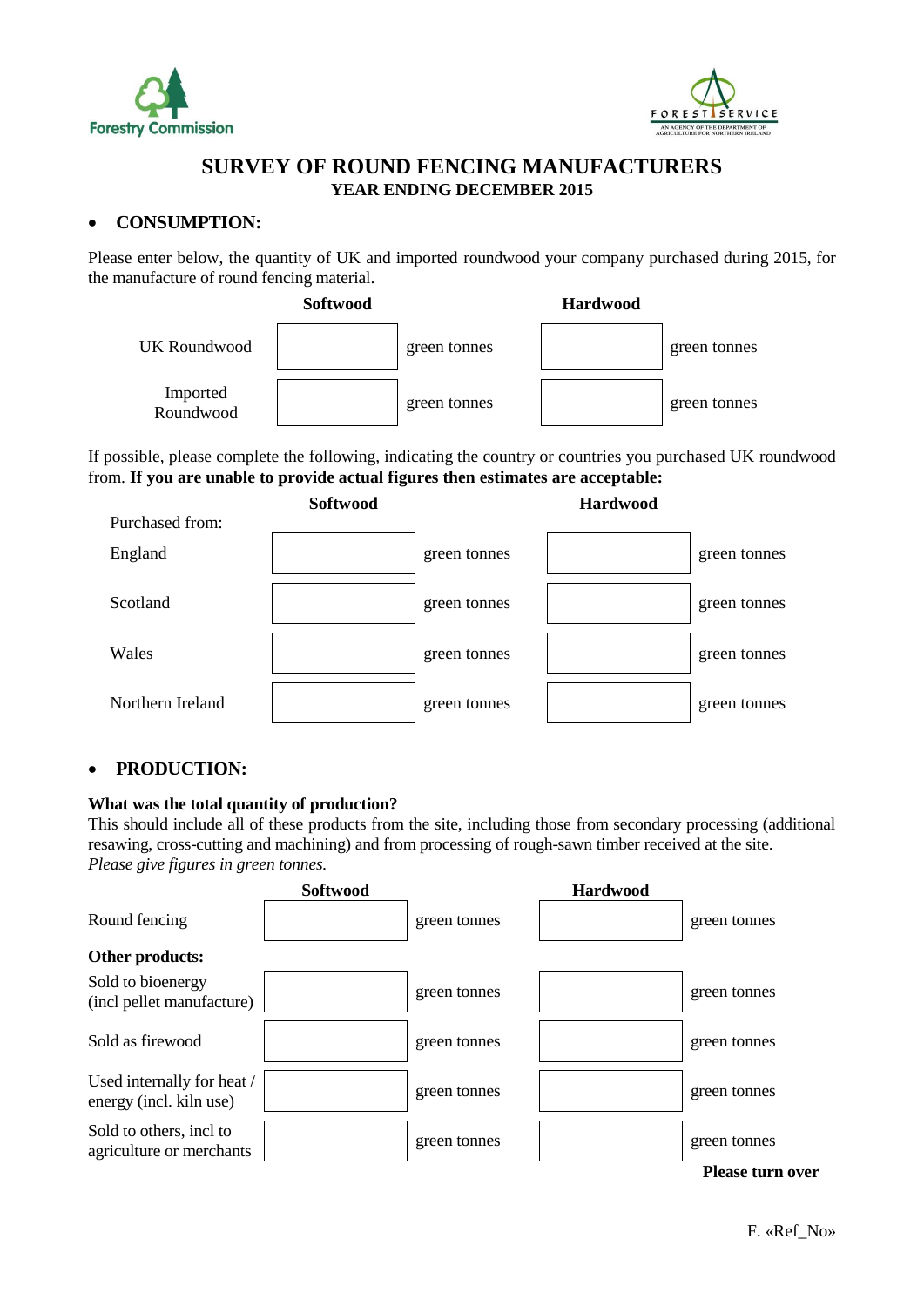Forestry Commission

FOREST SERVICE
AN AGENCY OF THE DEPARTMENT OF AGRICULTURE FOR NORTHERN IRELAND

# SURVEY OF ROUND FENCING MANUFACTURERS
## YEAR ENDING DECEMBER 2015

- **CONSUMPTION:**

Please enter below, the quantity of UK and imported roundwood your company purchased during 2015, for the manufacture of round fencing material.

| | Softwood | | Hardwood | |
|---|---|---|---|---|
| UK Roundwood | | green tonnes | | green tonnes |
| Imported Roundwood | | green tonnes | | green tonnes |

If possible, please complete the following, indicating the country or countries you purchased UK roundwood from. **If you are unable to provide actual figures then estimates are acceptable:**

| Purchased from: | Softwood | | Hardwood | |
|---|---|---|---|---|
| England | | green tonnes | | green tonnes |
| Scotland | | green tonnes | | green tonnes |
| Wales | | green tonnes | | green tonnes |
| Northern Ireland | | green tonnes | | green tonnes |

- **PRODUCTION:**

**What was the total quantity of production?**
This should include all of these products from the site, including those from secondary processing (additional resawing, cross-cutting and machining) and from processing of rough-sawn timber received at the site.
*Please give figures in green tonnes.*

| | Softwood | | Hardwood | |
|---|---|---|---|---|
| Round fencing | | green tonnes | | green tonnes |
| **Other products:** | | | | |
| Sold to bioenergy (incl pellet manufacture) | | green tonnes | | green tonnes |
| Sold as firewood | | green tonnes | | green tonnes |
| Used internally for heat / energy (incl. kiln use) | | green tonnes | | green tonnes |
| Sold to others, incl to agriculture or merchants | | green tonnes | | green tonnes |

**Please turn over**

F. «Ref_No»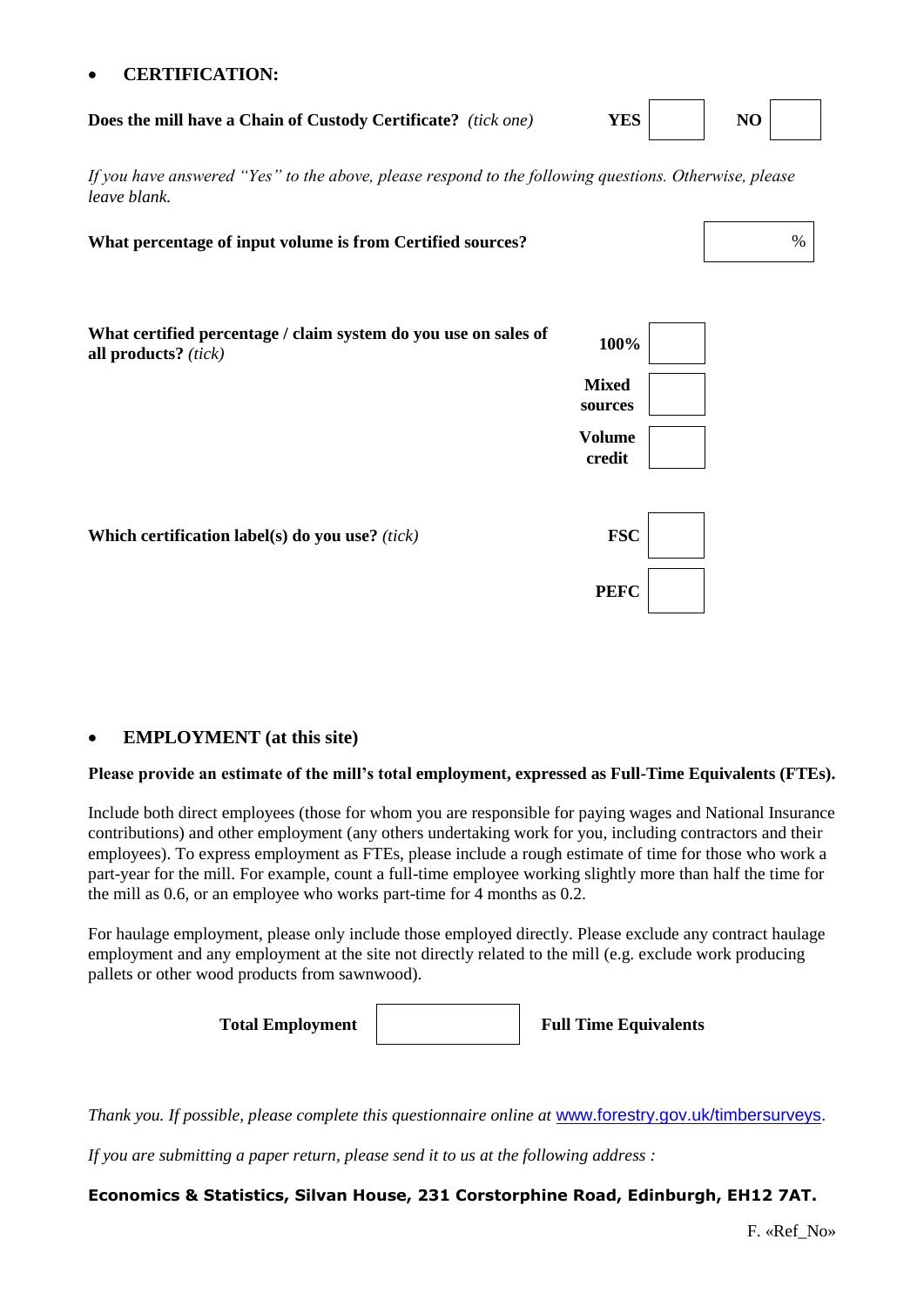- **CERTIFICATION:**

**Does the mill have a Chain of Custody Certificate?** *(tick one)* **YES** ☐ **NO** ☐

*If you have answered "Yes" to the above, please respond to the following questions. Otherwise, please leave blank.*

**What percentage of input volume is from Certified sources?** ______ %

**What certified percentage / claim system do you use on sales of all products?** *(tick)*

| | |
|---|---|
| **100%** | ☐ |
| **Mixed sources** | ☐ |
| **Volume credit** | ☐ |

**Which certification label(s) do you use?** *(tick)*

| | |
|---|---|
| **FSC** | ☐ |
| **PEFC** | ☐ |

- **EMPLOYMENT (at this site)**

**Please provide an estimate of the mill's total employment, expressed as Full-Time Equivalents (FTEs).**

Include both direct employees (those for whom you are responsible for paying wages and National Insurance contributions) and other employment (any others undertaking work for you, including contractors and their employees). To express employment as FTEs, please include a rough estimate of time for those who work a part-year for the mill. For example, count a full-time employee working slightly more than half the time for the mill as 0.6, or an employee who works part-time for 4 months as 0.2.

For haulage employment, please only include those employed directly. Please exclude any contract haulage employment and any employment at the site not directly related to the mill (e.g. exclude work producing pallets or other wood products from sawnwood).

**Total Employment** ______ **Full Time Equivalents**

*Thank you. If possible, please complete this questionnaire online at* www.forestry.gov.uk/timbersurveys.

*If you are submitting a paper return, please send it to us at the following address :*

**Economics & Statistics, Silvan House, 231 Corstorphine Road, Edinburgh, EH12 7AT.**

F. «Ref_No»